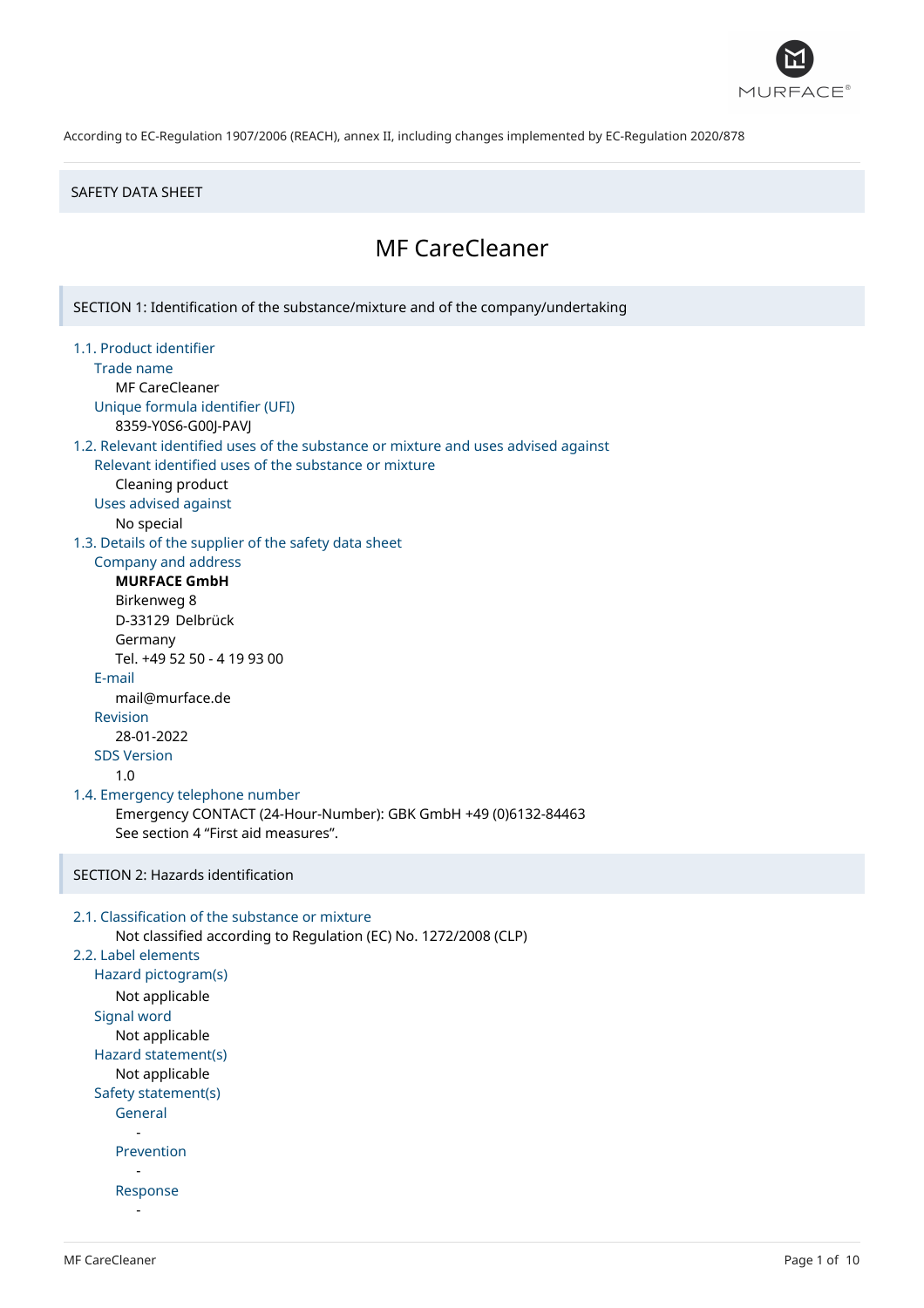According to EC-Regulation 1907/2006 (REACH), annex II, including changes implemented by EC-Regulation 2020/878

SAFETY DATA SHEET

# MF CareCleaner

## SECTION 1: Identification of the substance/mixture and of the company/undertaking

### 1.1. Product identifier

Trade name

MF CareCleaner

Unique formula identifier (UFI)

8359-Y0S6-G00J-PAVJ

### 1.2. Relevant identified uses of the substance or mixture and uses advised against

Relevant identified uses of the substance or mixture

Cleaning product

Uses advised against

No special

### 1.3. Details of the supplier of the safety data sheet

Company and address

**MURFACE GmbH**
Birkenweg 8
D-33129 Delbrück
Germany
Tel. +49 52 50 - 4 19 93 00

E-mail

mail@murface.de

Revision

28-01-2022

SDS Version

1.0

### 1.4. Emergency telephone number

Emergency CONTACT (24-Hour-Number): GBK GmbH +49 (0)6132-84463
See section 4 "First aid measures".

## SECTION 2: Hazards identification

### 2.1. Classification of the substance or mixture

Not classified according to Regulation (EC) No. 1272/2008 (CLP)

### 2.2. Label elements

Hazard pictogram(s)

Not applicable

Signal word

Not applicable

Hazard statement(s)

Not applicable

Safety statement(s)

General

-

Prevention

-

Response

-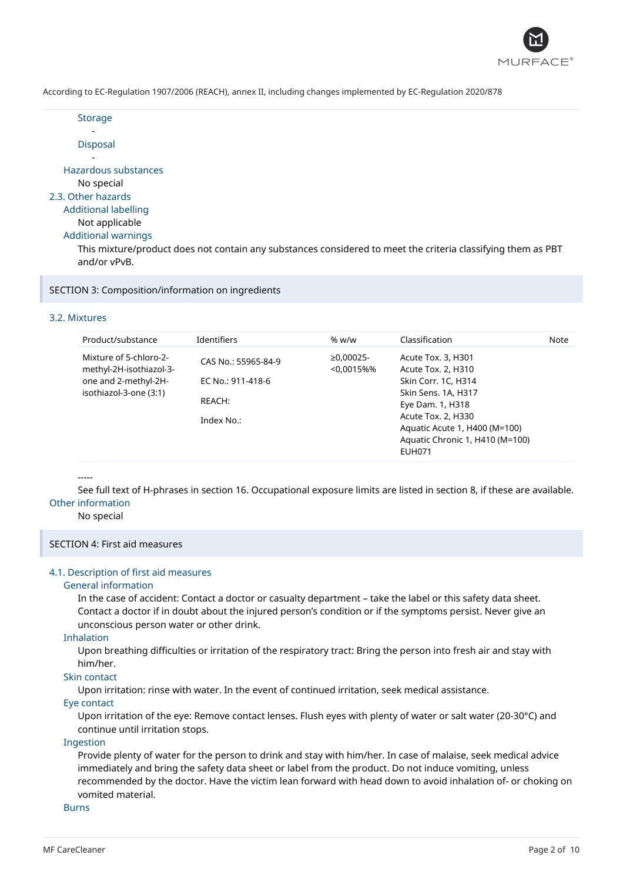According to EC-Regulation 1907/2006 (REACH), annex II, including changes implemented by EC-Regulation 2020/878

Storage

-

Disposal

-

Hazardous substances

No special

### 2.3. Other hazards

Additional labelling

Not applicable

Additional warnings

This mixture/product does not contain any substances considered to meet the criteria classifying them as PBT and/or vPvB.

## SECTION 3: Composition/information on ingredients

### 3.2. Mixtures

| Product/substance | Identifiers | % w/w | Classification | Note |
|---|---|---|---|---|
| Mixture of 5-chloro-2-methyl-2H-isothiazol-3-one and 2-methyl-2H-isothiazol-3-one (3:1) | CAS No.: 55965-84-9<br>EC No.: 911-418-6<br>REACH:<br>Index No.: | ≥0,00025-<0,0015%% | Acute Tox. 3, H301<br>Acute Tox. 2, H310<br>Skin Corr. 1C, H314<br>Skin Sens. 1A, H317<br>Eye Dam. 1, H318<br>Acute Tox. 2, H330<br>Aquatic Acute 1, H400 (M=100)<br>Aquatic Chronic 1, H410 (M=100)<br>EUH071 | |

-----

See full text of H-phrases in section 16. Occupational exposure limits are listed in section 8, if these are available.

Other information

No special

## SECTION 4: First aid measures

### 4.1. Description of first aid measures

General information

In the case of accident: Contact a doctor or casualty department – take the label or this safety data sheet. Contact a doctor if in doubt about the injured person's condition or if the symptoms persist. Never give an unconscious person water or other drink.

Inhalation

Upon breathing difficulties or irritation of the respiratory tract: Bring the person into fresh air and stay with him/her.

Skin contact

Upon irritation: rinse with water. In the event of continued irritation, seek medical assistance.

Eye contact

Upon irritation of the eye: Remove contact lenses. Flush eyes with plenty of water or salt water (20-30°C) and continue until irritation stops.

Ingestion

Provide plenty of water for the person to drink and stay with him/her. In case of malaise, seek medical advice immediately and bring the safety data sheet or label from the product. Do not induce vomiting, unless recommended by the doctor. Have the victim lean forward with head down to avoid inhalation of- or choking on vomited material.

Burns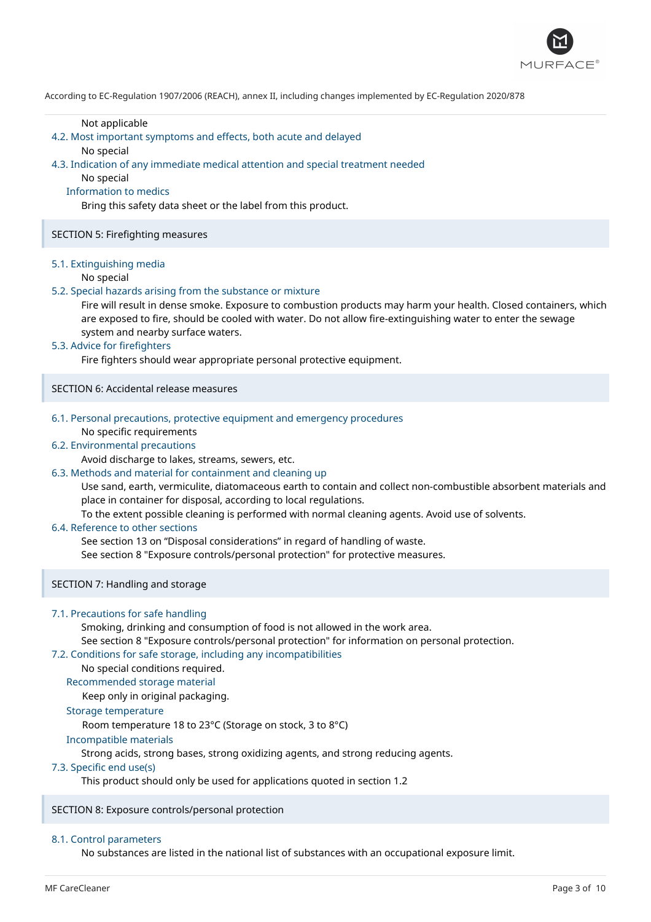Not applicable

### 4.2. Most important symptoms and effects, both acute and delayed

No special

### 4.3. Indication of any immediate medical attention and special treatment needed

No special

#### Information to medics

Bring this safety data sheet or the label from this product.

## SECTION 5: Firefighting measures

### 5.1. Extinguishing media

No special

### 5.2. Special hazards arising from the substance or mixture

Fire will result in dense smoke. Exposure to combustion products may harm your health. Closed containers, which are exposed to fire, should be cooled with water. Do not allow fire-extinguishing water to enter the sewage system and nearby surface waters.

### 5.3. Advice for firefighters

Fire fighters should wear appropriate personal protective equipment.

## SECTION 6: Accidental release measures

### 6.1. Personal precautions, protective equipment and emergency procedures

No specific requirements

### 6.2. Environmental precautions

Avoid discharge to lakes, streams, sewers, etc.

### 6.3. Methods and material for containment and cleaning up

Use sand, earth, vermiculite, diatomaceous earth to contain and collect non-combustible absorbent materials and place in container for disposal, according to local regulations.

To the extent possible cleaning is performed with normal cleaning agents. Avoid use of solvents.

### 6.4. Reference to other sections

See section 13 on “Disposal considerations” in regard of handling of waste.

See section 8 "Exposure controls/personal protection" for protective measures.

## SECTION 7: Handling and storage

### 7.1. Precautions for safe handling

Smoking, drinking and consumption of food is not allowed in the work area.

See section 8 "Exposure controls/personal protection" for information on personal protection.

### 7.2. Conditions for safe storage, including any incompatibilities

No special conditions required.

#### Recommended storage material

Keep only in original packaging.

#### Storage temperature

Room temperature 18 to 23°C (Storage on stock, 3 to 8°C)

#### Incompatible materials

Strong acids, strong bases, strong oxidizing agents, and strong reducing agents.

### 7.3. Specific end use(s)

This product should only be used for applications quoted in section 1.2

## SECTION 8: Exposure controls/personal protection

### 8.1. Control parameters

No substances are listed in the national list of substances with an occupational exposure limit.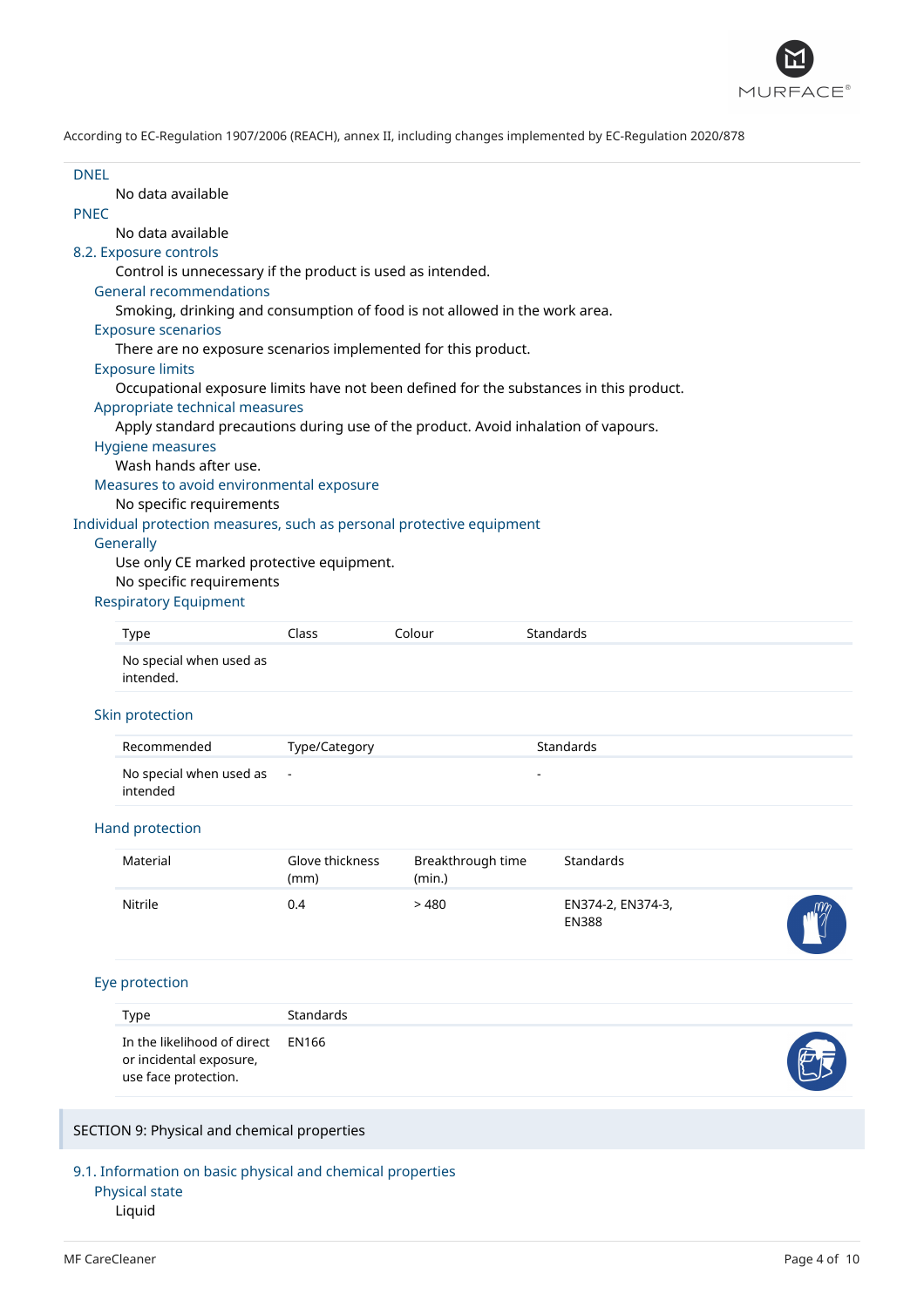According to EC-Regulation 1907/2006 (REACH), annex II, including changes implemented by EC-Regulation 2020/878

### DNEL

No data available

### PNEC

No data available

### 8.2. Exposure controls

Control is unnecessary if the product is used as intended.

#### General recommendations

Smoking, drinking and consumption of food is not allowed in the work area.

#### Exposure scenarios

There are no exposure scenarios implemented for this product.

#### Exposure limits

Occupational exposure limits have not been defined for the substances in this product.

#### Appropriate technical measures

Apply standard precautions during use of the product. Avoid inhalation of vapours.

#### Hygiene measures

Wash hands after use.

#### Measures to avoid environmental exposure

No specific requirements

### Individual protection measures, such as personal protective equipment

#### Generally

Use only CE marked protective equipment.

No specific requirements

#### Respiratory Equipment

| Type | Class | Colour | Standards |
|---|---|---|---|
| No special when used as intended. | | | |

#### Skin protection

| Recommended | Type/Category | Standards |
|---|---|---|
| No special when used as intended | - | - |

#### Hand protection

| Material | Glove thickness (mm) | Breakthrough time (min.) | Standards |
|---|---|---|---|
| Nitrile | 0.4 | > 480 | EN374-2, EN374-3, EN388 |

#### Eye protection

| Type | Standards |
|---|---|
| In the likelihood of direct or incidental exposure, use face protection. | EN166 |

## SECTION 9: Physical and chemical properties

### 9.1. Information on basic physical and chemical properties

#### Physical state

Liquid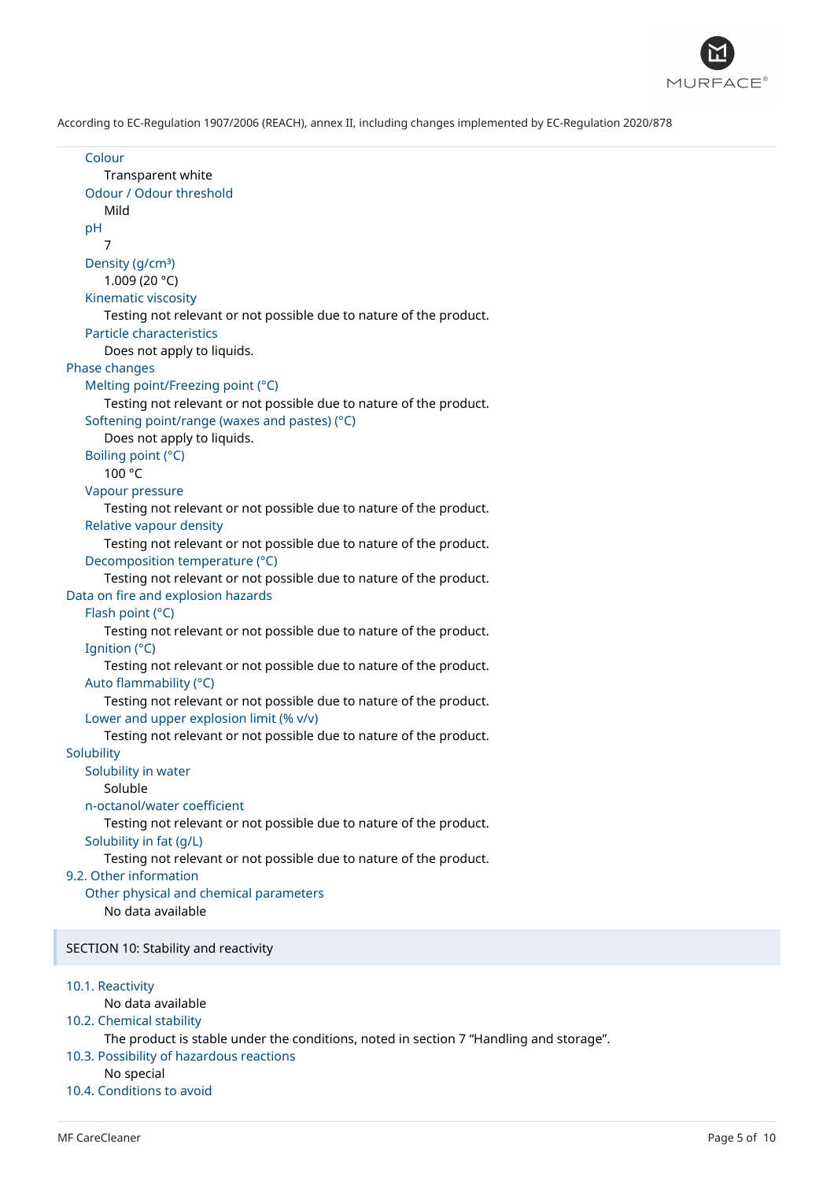Colour

Transparent white

Odour / Odour threshold

Mild

pH

7

Density (g/cm³)

1.009 (20 °C)

Kinematic viscosity

Testing not relevant or not possible due to nature of the product.

Particle characteristics

Does not apply to liquids.

### Phase changes

Melting point/Freezing point (°C)

Testing not relevant or not possible due to nature of the product.

Softening point/range (waxes and pastes) (°C)

Does not apply to liquids.

Boiling point (°C)

100 °C

Vapour pressure

Testing not relevant or not possible due to nature of the product.

Relative vapour density

Testing not relevant or not possible due to nature of the product.

Decomposition temperature (°C)

Testing not relevant or not possible due to nature of the product.

### Data on fire and explosion hazards

Flash point (°C)

Testing not relevant or not possible due to nature of the product.

Ignition (°C)

Testing not relevant or not possible due to nature of the product.

Auto flammability (°C)

Testing not relevant or not possible due to nature of the product.

Lower and upper explosion limit (% v/v)

Testing not relevant or not possible due to nature of the product.

### Solubility

Solubility in water

Soluble

n-octanol/water coefficient

Testing not relevant or not possible due to nature of the product.

Solubility in fat (g/L)

Testing not relevant or not possible due to nature of the product.

### 9.2. Other information

Other physical and chemical parameters

No data available

## SECTION 10: Stability and reactivity

### 10.1. Reactivity

No data available

### 10.2. Chemical stability

The product is stable under the conditions, noted in section 7 “Handling and storage”.

### 10.3. Possibility of hazardous reactions

No special

### 10.4. Conditions to avoid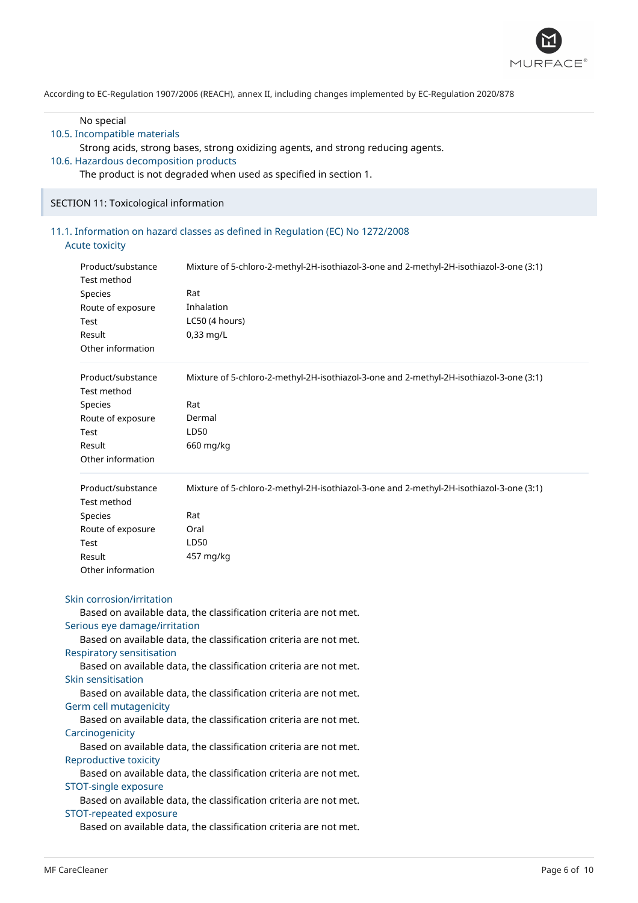No special

### 10.5. Incompatible materials

Strong acids, strong bases, strong oxidizing agents, and strong reducing agents.

### 10.6. Hazardous decomposition products

The product is not degraded when used as specified in section 1.

## SECTION 11: Toxicological information

### 11.1. Information on hazard classes as defined in Regulation (EC) No 1272/2008

#### Acute toxicity

| | |
|---|---|
| Product/substance | Mixture of 5-chloro-2-methyl-2H-isothiazol-3-one and 2-methyl-2H-isothiazol-3-one (3:1) |
| Test method | |
| Species | Rat |
| Route of exposure | Inhalation |
| Test | LC50 (4 hours) |
| Result | 0,33 mg/L |
| Other information | |

| | |
|---|---|
| Product/substance | Mixture of 5-chloro-2-methyl-2H-isothiazol-3-one and 2-methyl-2H-isothiazol-3-one (3:1) |
| Test method | |
| Species | Rat |
| Route of exposure | Dermal |
| Test | LD50 |
| Result | 660 mg/kg |
| Other information | |

| | |
|---|---|
| Product/substance | Mixture of 5-chloro-2-methyl-2H-isothiazol-3-one and 2-methyl-2H-isothiazol-3-one (3:1) |
| Test method | |
| Species | Rat |
| Route of exposure | Oral |
| Test | LD50 |
| Result | 457 mg/kg |
| Other information | |

#### Skin corrosion/irritation

Based on available data, the classification criteria are not met.

#### Serious eye damage/irritation

Based on available data, the classification criteria are not met.

#### Respiratory sensitisation

Based on available data, the classification criteria are not met.

#### Skin sensitisation

Based on available data, the classification criteria are not met.

#### Germ cell mutagenicity

Based on available data, the classification criteria are not met.

#### Carcinogenicity

Based on available data, the classification criteria are not met.

#### Reproductive toxicity

Based on available data, the classification criteria are not met.

#### STOT-single exposure

Based on available data, the classification criteria are not met.

#### STOT-repeated exposure

Based on available data, the classification criteria are not met.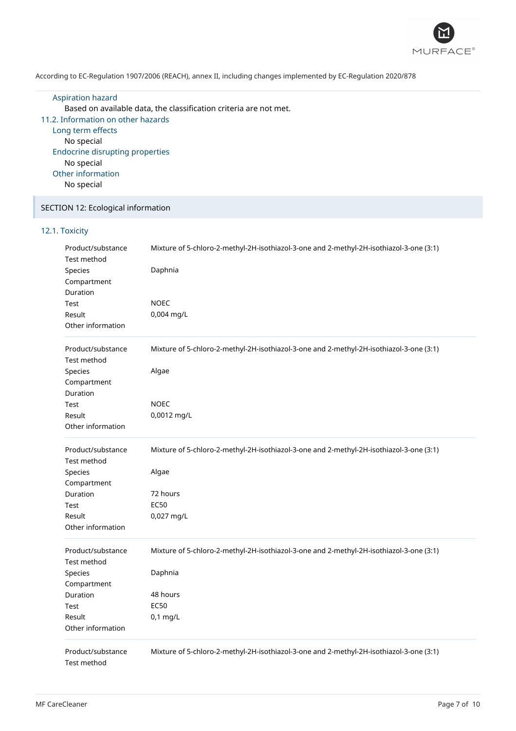#### Aspiration hazard

Based on available data, the classification criteria are not met.

### 11.2. Information on other hazards

#### Long term effects

No special

#### Endocrine disrupting properties

No special

#### Other information

No special

## SECTION 12: Ecological information

### 12.1. Toxicity

| | |
|---|---|
| Product/substance | Mixture of 5-chloro-2-methyl-2H-isothiazol-3-one and 2-methyl-2H-isothiazol-3-one (3:1) |
| Test method | |
| Species | Daphnia |
| Compartment | |
| Duration | |
| Test | NOEC |
| Result | 0,004 mg/L |
| Other information | |

| | |
|---|---|
| Product/substance | Mixture of 5-chloro-2-methyl-2H-isothiazol-3-one and 2-methyl-2H-isothiazol-3-one (3:1) |
| Test method | |
| Species | Algae |
| Compartment | |
| Duration | |
| Test | NOEC |
| Result | 0,0012 mg/L |
| Other information | |

| | |
|---|---|
| Product/substance | Mixture of 5-chloro-2-methyl-2H-isothiazol-3-one and 2-methyl-2H-isothiazol-3-one (3:1) |
| Test method | |
| Species | Algae |
| Compartment | |
| Duration | 72 hours |
| Test | EC50 |
| Result | 0,027 mg/L |
| Other information | |

| | |
|---|---|
| Product/substance | Mixture of 5-chloro-2-methyl-2H-isothiazol-3-one and 2-methyl-2H-isothiazol-3-one (3:1) |
| Test method | |
| Species | Daphnia |
| Compartment | |
| Duration | 48 hours |
| Test | EC50 |
| Result | 0,1 mg/L |
| Other information | |

| | |
|---|---|
| Product/substance | Mixture of 5-chloro-2-methyl-2H-isothiazol-3-one and 2-methyl-2H-isothiazol-3-one (3:1) |
| Test method | |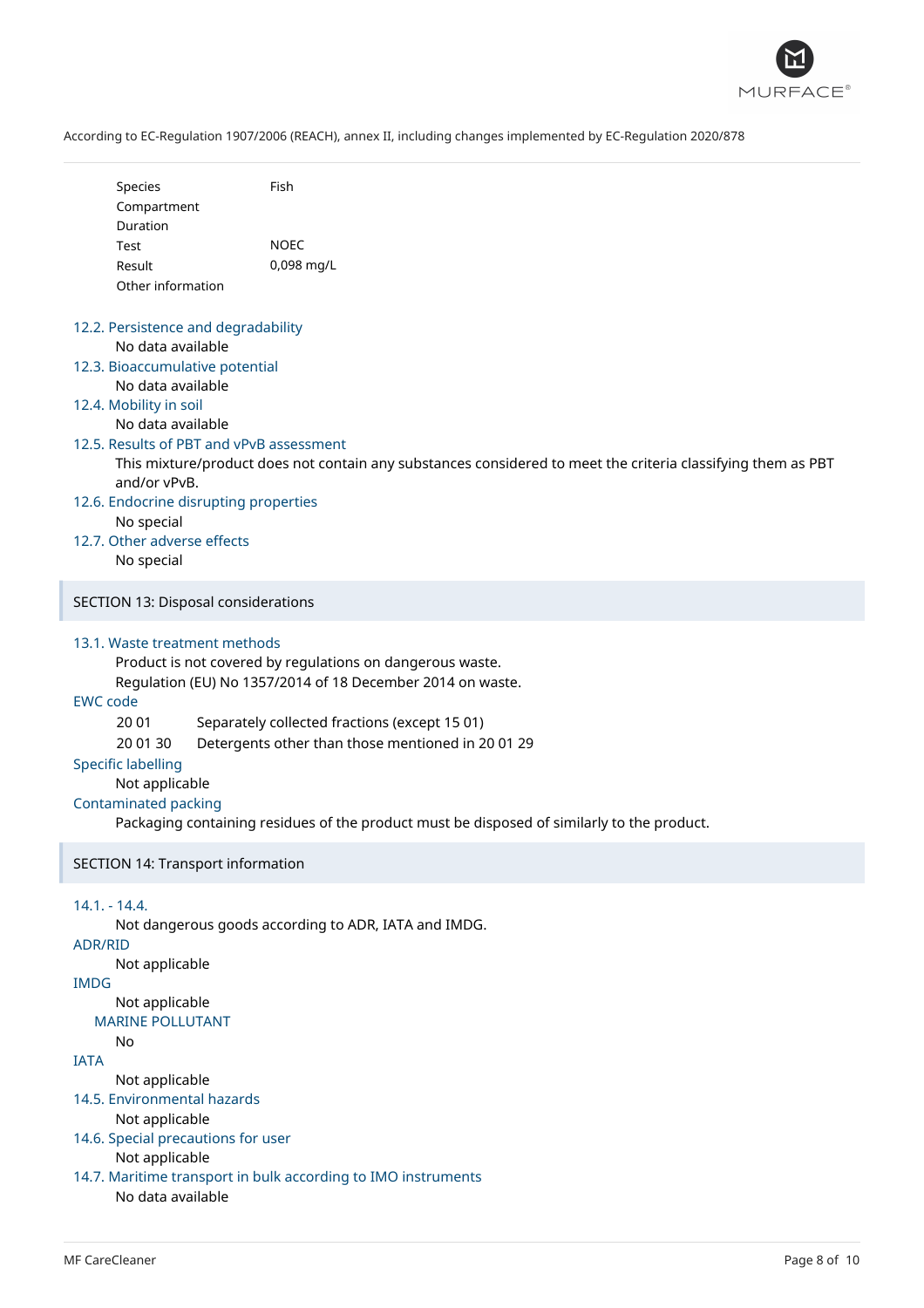| | |
|---|---|
| Species | Fish |
| Compartment | |
| Duration | |
| Test | NOEC |
| Result | 0,098 mg/L |
| Other information | |

### 12.2. Persistence and degradability

No data available

### 12.3. Bioaccumulative potential

No data available

### 12.4. Mobility in soil

No data available

### 12.5. Results of PBT and vPvB assessment

This mixture/product does not contain any substances considered to meet the criteria classifying them as PBT and/or vPvB.

### 12.6. Endocrine disrupting properties

No special

### 12.7. Other adverse effects

No special

## SECTION 13: Disposal considerations

### 13.1. Waste treatment methods

Product is not covered by regulations on dangerous waste.
Regulation (EU) No 1357/2014 of 18 December 2014 on waste.

### EWC code

| | |
|---|---|
| 20 01 | Separately collected fractions (except 15 01) |
| 20 01 30 | Detergents other than those mentioned in 20 01 29 |

### Specific labelling

Not applicable

### Contaminated packing

Packaging containing residues of the product must be disposed of similarly to the product.

## SECTION 14: Transport information

### 14.1. - 14.4.

Not dangerous goods according to ADR, IATA and IMDG.

### ADR/RID

Not applicable

### IMDG

Not applicable

#### MARINE POLLUTANT

No

### IATA

Not applicable

### 14.5. Environmental hazards

Not applicable

### 14.6. Special precautions for user

Not applicable

### 14.7. Maritime transport in bulk according to IMO instruments

No data available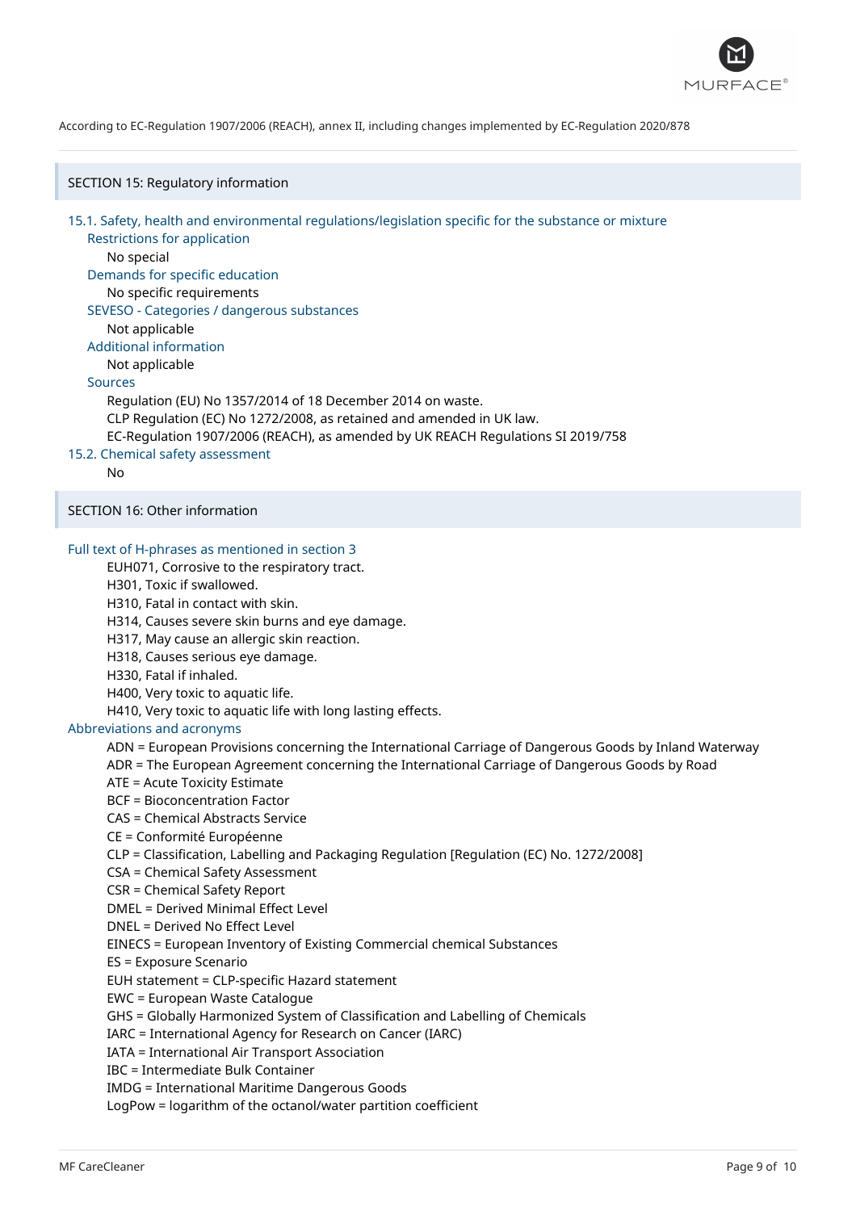According to EC-Regulation 1907/2006 (REACH), annex II, including changes implemented by EC-Regulation 2020/878

## SECTION 15: Regulatory information

### 15.1. Safety, health and environmental regulations/legislation specific for the substance or mixture

**Restrictions for application**

No special

**Demands for specific education**

No specific requirements

**SEVESO - Categories / dangerous substances**

Not applicable

**Additional information**

Not applicable

**Sources**

Regulation (EU) No 1357/2014 of 18 December 2014 on waste.
CLP Regulation (EC) No 1272/2008, as retained and amended in UK law.
EC-Regulation 1907/2006 (REACH), as amended by UK REACH Regulations SI 2019/758

### 15.2. Chemical safety assessment

No

## SECTION 16: Other information

**Full text of H-phrases as mentioned in section 3**

EUH071, Corrosive to the respiratory tract.
H301, Toxic if swallowed.
H310, Fatal in contact with skin.
H314, Causes severe skin burns and eye damage.
H317, May cause an allergic skin reaction.
H318, Causes serious eye damage.
H330, Fatal if inhaled.
H400, Very toxic to aquatic life.
H410, Very toxic to aquatic life with long lasting effects.

**Abbreviations and acronyms**

ADN = European Provisions concerning the International Carriage of Dangerous Goods by Inland Waterway
ADR = The European Agreement concerning the International Carriage of Dangerous Goods by Road
ATE = Acute Toxicity Estimate
BCF = Bioconcentration Factor
CAS = Chemical Abstracts Service
CE = Conformité Européenne
CLP = Classification, Labelling and Packaging Regulation [Regulation (EC) No. 1272/2008]
CSA = Chemical Safety Assessment
CSR = Chemical Safety Report
DMEL = Derived Minimal Effect Level
DNEL = Derived No Effect Level
EINECS = European Inventory of Existing Commercial chemical Substances
ES = Exposure Scenario
EUH statement = CLP-specific Hazard statement
EWC = European Waste Catalogue
GHS = Globally Harmonized System of Classification and Labelling of Chemicals
IARC = International Agency for Research on Cancer (IARC)
IATA = International Air Transport Association
IBC = Intermediate Bulk Container
IMDG = International Maritime Dangerous Goods
LogPow = logarithm of the octanol/water partition coefficient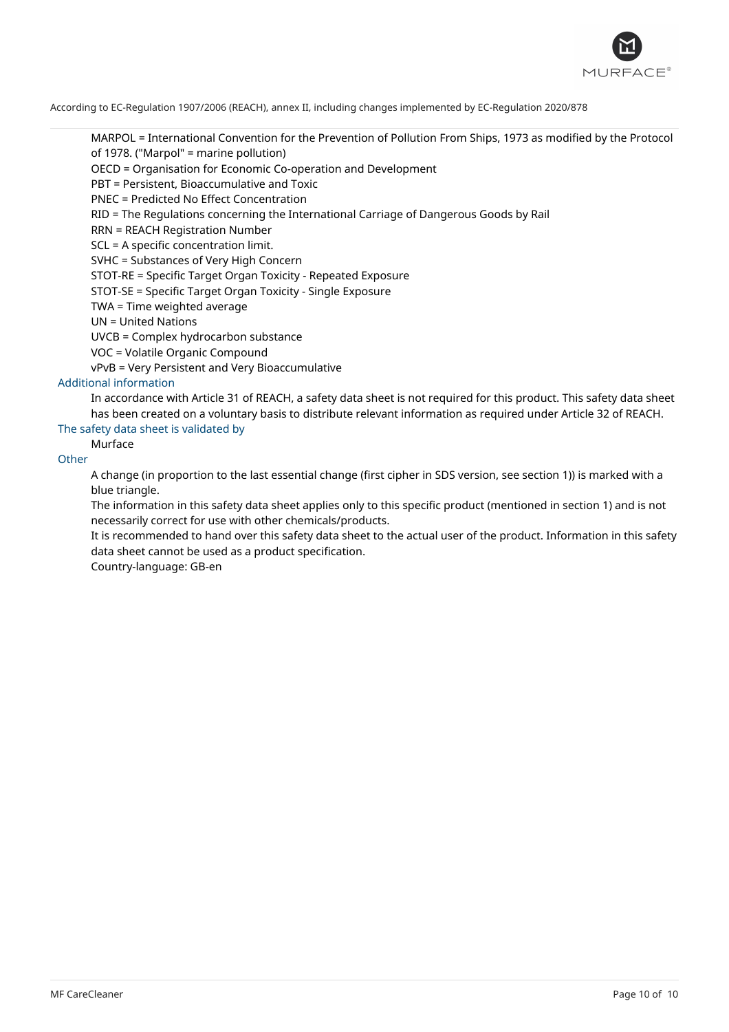MARPOL = International Convention for the Prevention of Pollution From Ships, 1973 as modified by the Protocol of 1978. ("Marpol" = marine pollution)
OECD = Organisation for Economic Co-operation and Development
PBT = Persistent, Bioaccumulative and Toxic
PNEC = Predicted No Effect Concentration
RID = The Regulations concerning the International Carriage of Dangerous Goods by Rail
RRN = REACH Registration Number
SCL = A specific concentration limit.
SVHC = Substances of Very High Concern
STOT-RE = Specific Target Organ Toxicity - Repeated Exposure
STOT-SE = Specific Target Organ Toxicity - Single Exposure
TWA = Time weighted average
UN = United Nations
UVCB = Complex hydrocarbon substance
VOC = Volatile Organic Compound
vPvB = Very Persistent and Very Bioaccumulative

### Additional information

In accordance with Article 31 of REACH, a safety data sheet is not required for this product. This safety data sheet has been created on a voluntary basis to distribute relevant information as required under Article 32 of REACH.

### The safety data sheet is validated by

Murface

### Other

A change (in proportion to the last essential change (first cipher in SDS version, see section 1)) is marked with a blue triangle.
The information in this safety data sheet applies only to this specific product (mentioned in section 1) and is not necessarily correct for use with other chemicals/products.
It is recommended to hand over this safety data sheet to the actual user of the product. Information in this safety data sheet cannot be used as a product specification.
Country-language: GB-en